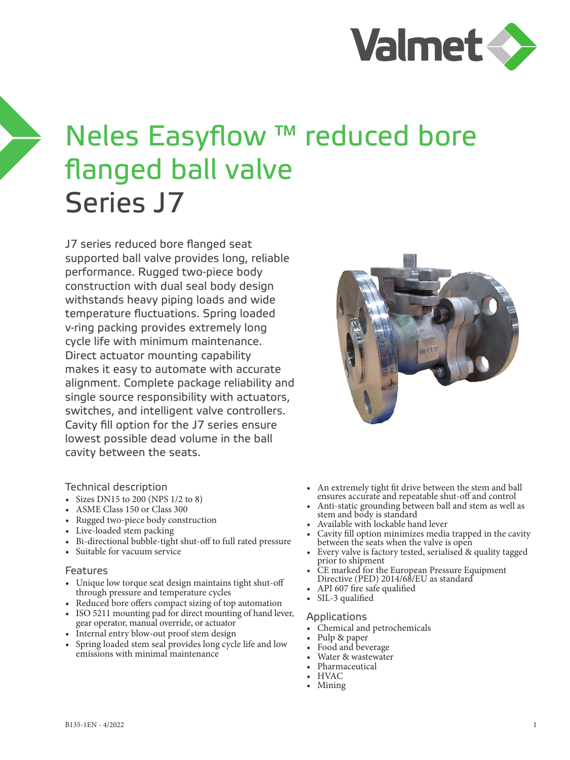# Neles Easyflow ™ reduced bore flanged ball valve
## Series J7

J7 series reduced bore flanged seat supported ball valve provides long, reliable performance. Rugged two-piece body construction with dual seal body design withstands heavy piping loads and wide temperature fluctuations. Spring loaded v-ring packing provides extremely long cycle life with minimum maintenance. Direct actuator mounting capability makes it easy to automate with accurate alignment. Complete package reliability and single source responsibility with actuators, switches, and intelligent valve controllers. Cavity fill option for the J7 series ensure lowest possible dead volume in the ball cavity between the seats.

### Technical description

- Sizes DN15 to 200 (NPS 1/2 to 8)
- ASME Class 150 or Class 300
- Rugged two-piece body construction
- Live-loaded stem packing
- Bi-directional bubble-tight shut-off to full rated pressure
- Suitable for vacuum service

### Features

- Unique low torque seat design maintains tight shut-off through pressure and temperature cycles
- Reduced bore offers compact sizing of top automation
- ISO 5211 mounting pad for direct mounting of hand lever, gear operator, manual override, or actuator
- Internal entry blow-out proof stem design
- Spring loaded stem seal provides long cycle life and low emissions with minimal maintenance
- An extremely tight fit drive between the stem and ball ensures accurate and repeatable shut-off and control
- Anti-static grounding between ball and stem as well as stem and body is standard
- Available with lockable hand lever
- Cavity fill option minimizes media trapped in the cavity between the seats when the valve is open
- Every valve is factory tested, serialised & quality tagged prior to shipment
- CE marked for the European Pressure Equipment Directive (PED) 2014/68/EU as standard
- API 607 fire safe qualified
- SIL-3 qualified

### Applications

- Chemical and petrochemicals
- Pulp & paper
- Food and beverage
- Water & wastewater
- Pharmaceutical
- HVAC
- Mining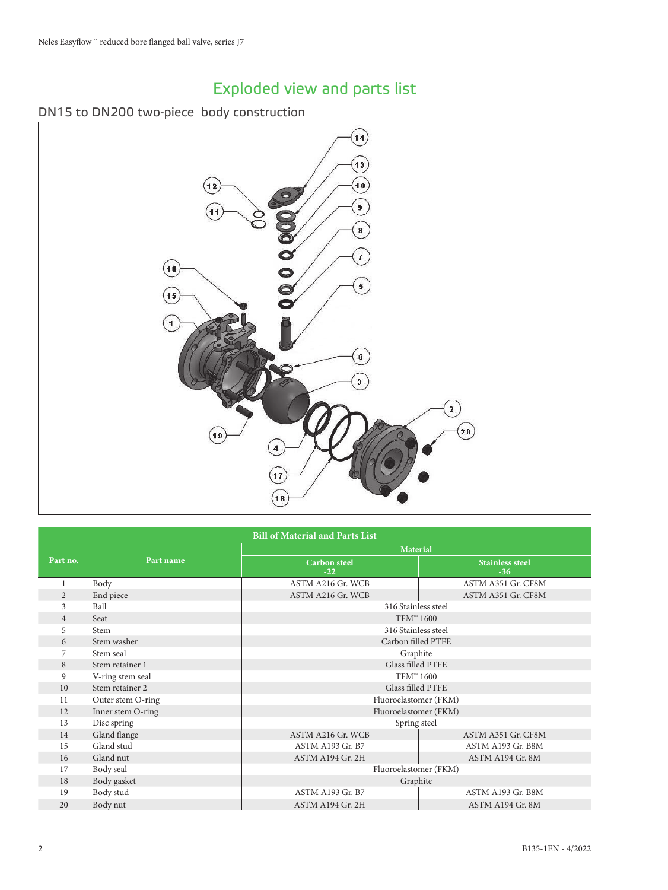# Exploded view and parts list

## DN15 to DN200 two-piece body construction

| Bill of Material and Parts List | | | |
|---|---|---|---|
| Part no. | Part name | Material | |
| | | Carbon steel -22 | Stainless steel -36 |
| 1 | Body | ASTM A216 Gr. WCB | ASTM A351 Gr. CF8M |
| 2 | End piece | ASTM A216 Gr. WCB | ASTM A351 Gr. CF8M |
| 3 | Ball | 316 Stainless steel | |
| 4 | Seat | TFM™ 1600 | |
| 5 | Stem | 316 Stainless steel | |
| 6 | Stem washer | Carbon filled PTFE | |
| 7 | Stem seal | Graphite | |
| 8 | Stem retainer 1 | Glass filled PTFE | |
| 9 | V-ring stem seal | TFM™ 1600 | |
| 10 | Stem retainer 2 | Glass filled PTFE | |
| 11 | Outer stem O-ring | Fluoroelastomer (FKM) | |
| 12 | Inner stem O-ring | Fluoroelastomer (FKM) | |
| 13 | Disc spring | Spring steel | |
| 14 | Gland flange | ASTM A216 Gr. WCB | ASTM A351 Gr. CF8M |
| 15 | Gland stud | ASTM A193 Gr. B7 | ASTM A193 Gr. B8M |
| 16 | Gland nut | ASTM A194 Gr. 2H | ASTM A194 Gr. 8M |
| 17 | Body seal | Fluoroelastomer (FKM) | |
| 18 | Body gasket | Graphite | |
| 19 | Body stud | ASTM A193 Gr. B7 | ASTM A193 Gr. B8M |
| 20 | Body nut | ASTM A194 Gr. 2H | ASTM A194 Gr. 8M |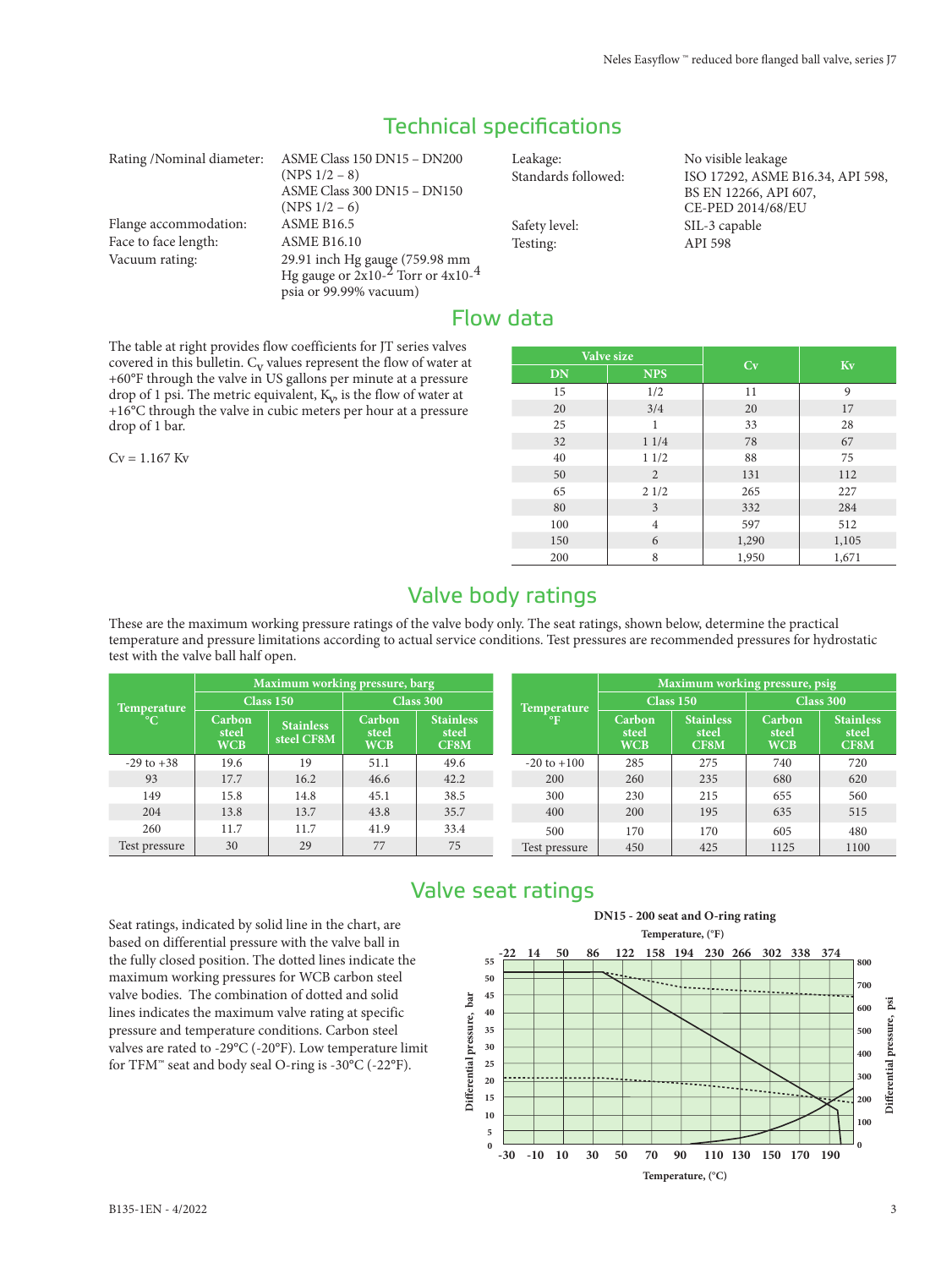# Technical specifications

| | |
|---|---|
| Rating /Nominal diameter: | ASME Class 150 DN15 – DN200 (NPS 1/2 – 8) ASME Class 300 DN15 – DN150 (NPS 1/2 – 6) |
| Flange accommodation: | ASME B16.5 |
| Face to face length: | ASME B16.10 |
| Vacuum rating: | 29.91 inch Hg gauge (759.98 mm Hg gauge or $2x10^{-2}$ Torr or $4x10^{-4}$ psia or 99.99% vacuum) |
| Leakage: | No visible leakage |
| Standards followed: | ISO 17292, ASME B16.34, API 598, BS EN 12266, API 607, CE-PED 2014/68/EU |
| Safety level: | SIL-3 capable |
| Testing: | API 598 |

# Flow data

The table at right provides flow coefficients for JT series valves covered in this bulletin. $C_V$ values represent the flow of water at +60°F through the valve in US gallons per minute at a pressure drop of 1 psi. The metric equivalent, $K_V$, is the flow of water at +16°C through the valve in cubic meters per hour at a pressure drop of 1 bar.

Cv = 1.167 Kv

| Valve size | | Cv | Kv |
|---|---|---|---|
| DN | NPS | | |
| 15 | 1/2 | 11 | 9 |
| 20 | 3/4 | 20 | 17 |
| 25 | 1 | 33 | 28 |
| 32 | 1 1/4 | 78 | 67 |
| 40 | 1 1/2 | 88 | 75 |
| 50 | 2 | 131 | 112 |
| 65 | 2 1/2 | 265 | 227 |
| 80 | 3 | 332 | 284 |
| 100 | 4 | 597 | 512 |
| 150 | 6 | 1,290 | 1,105 |
| 200 | 8 | 1,950 | 1,671 |

# Valve body ratings

These are the maximum working pressure ratings of the valve body only. The seat ratings, shown below, determine the practical temperature and pressure limitations according to actual service conditions. Test pressures are recommended pressures for hydrostatic test with the valve ball half open.

| Temperature °C | Maximum working pressure, barg | | | |
|---|---|---|---|---|
| | Class 150 | | Class 300 | |
| | Carbon steel WCB | Stainless steel CF8M | Carbon steel WCB | Stainless steel CF8M |
| -29 to +38 | 19.6 | 19 | 51.1 | 49.6 |
| 93 | 17.7 | 16.2 | 46.6 | 42.2 |
| 149 | 15.8 | 14.8 | 45.1 | 38.5 |
| 204 | 13.8 | 13.7 | 43.8 | 35.7 |
| 260 | 11.7 | 11.7 | 41.9 | 33.4 |
| Test pressure | 30 | 29 | 77 | 75 |

| Temperature °F | Maximum working pressure, psig | | | |
|---|---|---|---|---|
| | Class 150 | | Class 300 | |
| | Carbon steel WCB | Stainless steel CF8M | Carbon steel WCB | Stainless steel CF8M |
| -20 to +100 | 285 | 275 | 740 | 720 |
| 200 | 260 | 235 | 680 | 620 |
| 300 | 230 | 215 | 655 | 560 |
| 400 | 200 | 195 | 635 | 515 |
| 500 | 170 | 170 | 605 | 480 |
| Test pressure | 450 | 425 | 1125 | 1100 |

# Valve seat ratings

Seat ratings, indicated by solid line in the chart, are based on differential pressure with the valve ball in the fully closed position. The dotted lines indicate the maximum working pressures for WCB carbon steel valve bodies. The combination of dotted and solid lines indicates the maximum valve rating at specific pressure and temperature conditions. Carbon steel valves are rated to -29°C (-20°F). Low temperature limit for TFM™ seat and body seal O-ring is -30°C (-22°F).

**DN15 - 200 seat and O-ring rating**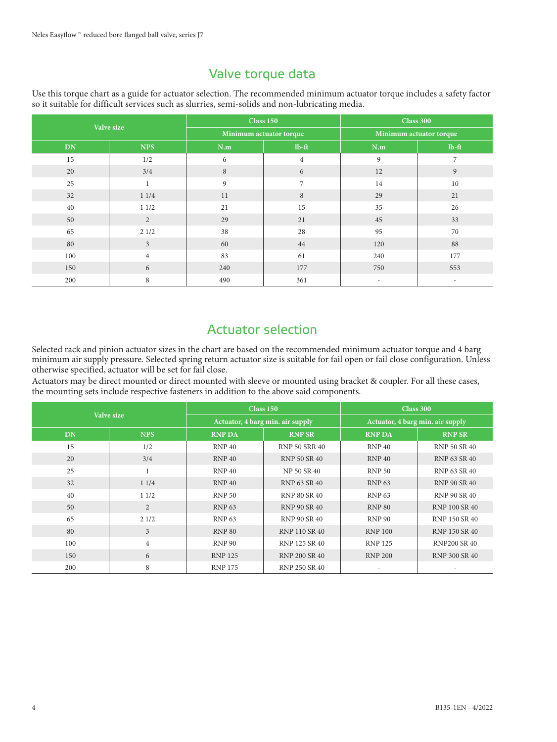## Valve torque data

Use this torque chart as a guide for actuator selection. The recommended minimum actuator torque includes a safety factor so it suitable for difficult services such as slurries, semi-solids and non-lubricating media.

| Valve size | | Class 150 | | Class 300 | |
|---|---|---|---|---|---|
| | | Minimum actuator torque | | Minimum actuator torque | |
| DN | NPS | N.m | lb-ft | N.m | lb-ft |
| 15 | 1/2 | 6 | 4 | 9 | 7 |
| 20 | 3/4 | 8 | 6 | 12 | 9 |
| 25 | 1 | 9 | 7 | 14 | 10 |
| 32 | 1 1/4 | 11 | 8 | 29 | 21 |
| 40 | 1 1/2 | 21 | 15 | 35 | 26 |
| 50 | 2 | 29 | 21 | 45 | 33 |
| 65 | 2 1/2 | 38 | 28 | 95 | 70 |
| 80 | 3 | 60 | 44 | 120 | 88 |
| 100 | 4 | 83 | 61 | 240 | 177 |
| 150 | 6 | 240 | 177 | 750 | 553 |
| 200 | 8 | 490 | 361 | - | - |

## Actuator selection

Selected rack and pinion actuator sizes in the chart are based on the recommended minimum actuator torque and 4 barg minimum air supply pressure. Selected spring return actuator size is suitable for fail open or fail close configuration. Unless otherwise specified, actuator will be set for fail close.

Actuators may be direct mounted or direct mounted with sleeve or mounted using bracket & coupler. For all these cases, the mounting sets include respective fasteners in addition to the above said components.

| Valve size | | Class 150 | | Class 300 | |
|---|---|---|---|---|---|
| | | Actuator, 4 barg min. air supply | | Actuator, 4 barg min. air supply | |
| DN | NPS | RNP DA | RNP SR | RNP DA | RNP SR |
| 15 | 1/2 | RNP 40 | RNP 50 SRR 40 | RNP 40 | RNP 50 SR 40 |
| 20 | 3/4 | RNP 40 | RNP 50 SR 40 | RNP 40 | RNP 63 SR 40 |
| 25 | 1 | RNP 40 | NP 50 SR 40 | RNP 50 | RNP 63 SR 40 |
| 32 | 1 1/4 | RNP 40 | RNP 63 SR 40 | RNP 63 | RNP 90 SR 40 |
| 40 | 1 1/2 | RNP 50 | RNP 80 SR 40 | RNP 63 | RNP 90 SR 40 |
| 50 | 2 | RNP 63 | RNP 90 SR 40 | RNP 80 | RNP 100 SR 40 |
| 65 | 2 1/2 | RNP 63 | RNP 90 SR 40 | RNP 90 | RNP 150 SR 40 |
| 80 | 3 | RNP 80 | RNP 110 SR 40 | RNP 100 | RNP 150 SR 40 |
| 100 | 4 | RNP 90 | RNP 125 SR 40 | RNP 125 | RNP200 SR 40 |
| 150 | 6 | RNP 125 | RNP 200 SR 40 | RNP 200 | RNP 300 SR 40 |
| 200 | 8 | RNP 175 | RNP 250 SR 40 | - | - |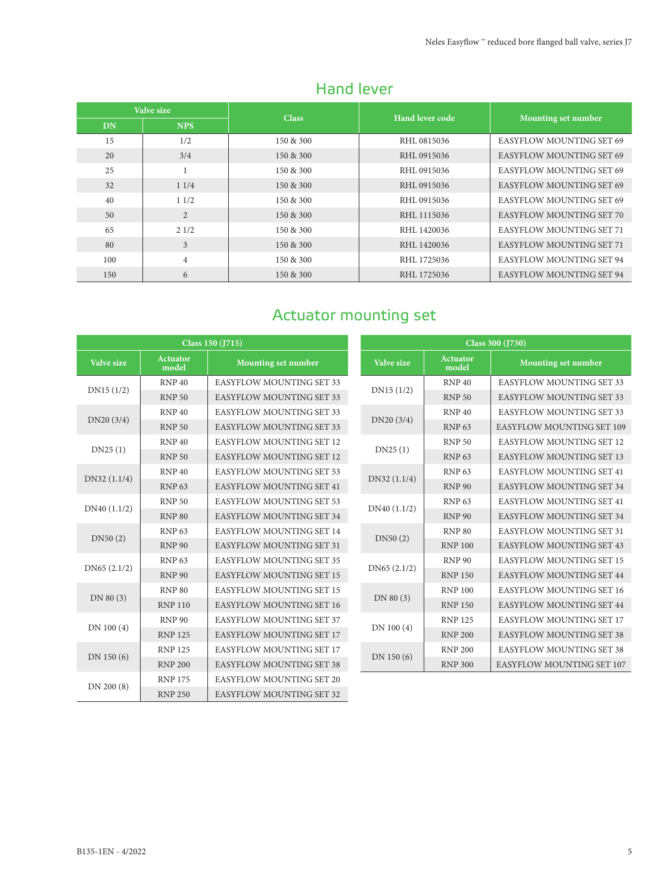## Hand lever

| Valve size | | Class | Hand lever code | Mounting set number |
|---|---|---|---|---|
| DN | NPS | | | |
| 15 | 1/2 | 150 & 300 | RHL 0815036 | EASYFLOW MOUNTING SET 69 |
| 20 | 3/4 | 150 & 300 | RHL 0915036 | EASYFLOW MOUNTING SET 69 |
| 25 | 1 | 150 & 300 | RHL 0915036 | EASYFLOW MOUNTING SET 69 |
| 32 | 1 1/4 | 150 & 300 | RHL 0915036 | EASYFLOW MOUNTING SET 69 |
| 40 | 1 1/2 | 150 & 300 | RHL 0915036 | EASYFLOW MOUNTING SET 69 |
| 50 | 2 | 150 & 300 | RHL 1115036 | EASYFLOW MOUNTING SET 70 |
| 65 | 2 1/2 | 150 & 300 | RHL 1420036 | EASYFLOW MOUNTING SET 71 |
| 80 | 3 | 150 & 300 | RHL 1420036 | EASYFLOW MOUNTING SET 71 |
| 100 | 4 | 150 & 300 | RHL 1725036 | EASYFLOW MOUNTING SET 94 |
| 150 | 6 | 150 & 300 | RHL 1725036 | EASYFLOW MOUNTING SET 94 |

## Actuator mounting set

| Class 150 (J715) | | |
|---|---|---|
| Valve size | Actuator model | Mounting set number |
| DN15 (1/2) | RNP 40 | EASYFLOW MOUNTING SET 33 |
| | RNP 50 | EASYFLOW MOUNTING SET 33 |
| DN20 (3/4) | RNP 40 | EASYFLOW MOUNTING SET 33 |
| | RNP 50 | EASYFLOW MOUNTING SET 33 |
| DN25 (1) | RNP 40 | EASYFLOW MOUNTING SET 12 |
| | RNP 50 | EASYFLOW MOUNTING SET 12 |
| DN32 (1.1/4) | RNP 40 | EASYFLOW MOUNTING SET 53 |
| | RNP 63 | EASYFLOW MOUNTING SET 41 |
| DN40 (1.1/2) | RNP 50 | EASYFLOW MOUNTING SET 53 |
| | RNP 80 | EASYFLOW MOUNTING SET 34 |
| DN50 (2) | RNP 63 | EASYFLOW MOUNTING SET 14 |
| | RNP 90 | EASYFLOW MOUNTING SET 31 |
| DN65 (2.1/2) | RNP 63 | EASYFLOW MOUNTING SET 35 |
| | RNP 90 | EASYFLOW MOUNTING SET 15 |
| DN 80 (3) | RNP 80 | EASYFLOW MOUNTING SET 15 |
| | RNP 110 | EASYFLOW MOUNTING SET 16 |
| DN 100 (4) | RNP 90 | EASYFLOW MOUNTING SET 37 |
| | RNP 125 | EASYFLOW MOUNTING SET 17 |
| DN 150 (6) | RNP 125 | EASYFLOW MOUNTING SET 17 |
| | RNP 200 | EASYFLOW MOUNTING SET 38 |
| DN 200 (8) | RNP 175 | EASYFLOW MOUNTING SET 20 |
| | RNP 250 | EASYFLOW MOUNTING SET 32 |

| Class 300 (J730) | | |
|---|---|---|
| Valve size | Actuator model | Mounting set number |
| DN15 (1/2) | RNP 40 | EASYFLOW MOUNTING SET 33 |
| | RNP 50 | EASYFLOW MOUNTING SET 33 |
| DN20 (3/4) | RNP 40 | EASYFLOW MOUNTING SET 33 |
| | RNP 63 | EASYFLOW MOUNTING SET 109 |
| DN25 (1) | RNP 50 | EASYFLOW MOUNTING SET 12 |
| | RNP 63 | EASYFLOW MOUNTING SET 13 |
| DN32 (1.1/4) | RNP 63 | EASYFLOW MOUNTING SET 41 |
| | RNP 90 | EASYFLOW MOUNTING SET 34 |
| DN40 (1.1/2) | RNP 63 | EASYFLOW MOUNTING SET 41 |
| | RNP 90 | EASYFLOW MOUNTING SET 34 |
| DN50 (2) | RNP 80 | EASYFLOW MOUNTING SET 31 |
| | RNP 100 | EASYFLOW MOUNTING SET 43 |
| DN65 (2.1/2) | RNP 90 | EASYFLOW MOUNTING SET 15 |
| | RNP 150 | EASYFLOW MOUNTING SET 44 |
| DN 80 (3) | RNP 100 | EASYFLOW MOUNTING SET 16 |
| | RNP 150 | EASYFLOW MOUNTING SET 44 |
| DN 100 (4) | RNP 125 | EASYFLOW MOUNTING SET 17 |
| | RNP 200 | EASYFLOW MOUNTING SET 38 |
| DN 150 (6) | RNP 200 | EASYFLOW MOUNTING SET 38 |
| | RNP 300 | EASYFLOW MOUNTING SET 107 |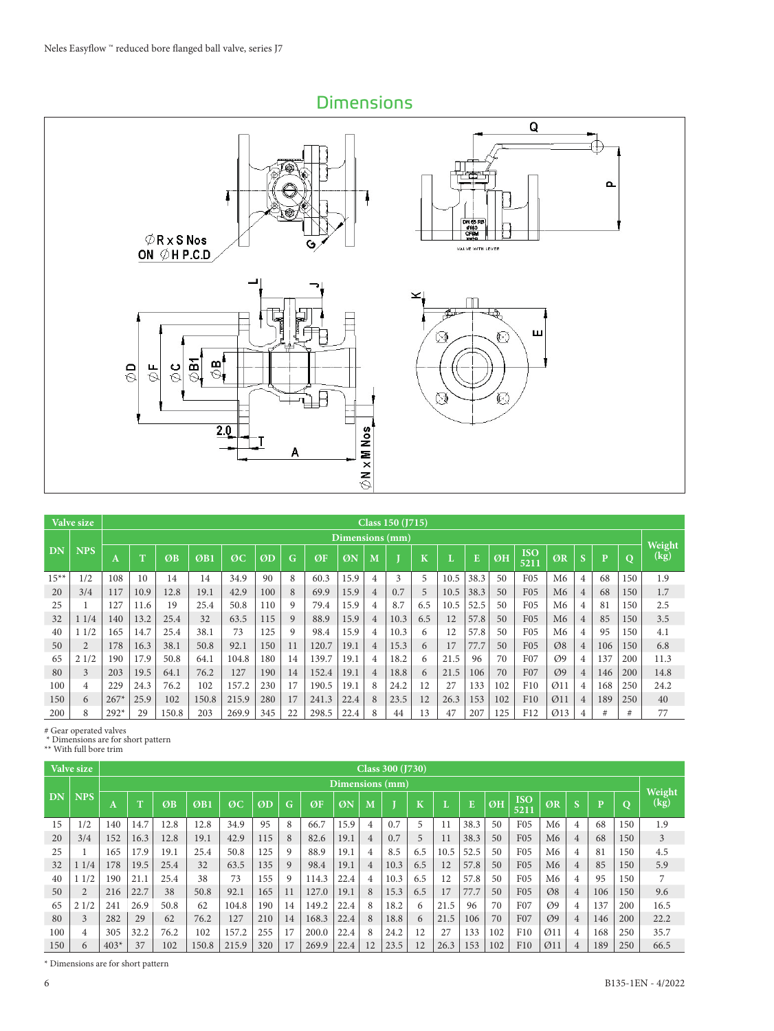## Dimensions

| Valve size | | Class 150 (J715) | | | | | | | | | | | | | | | | | | | | Weight (kg) |
|---|---|---|---|---|---|---|---|---|---|---|---|---|---|---|---|---|---|---|---|---|---|---|
| | | Dimensions (mm) | | | | | | | | | | | | | | | | | | | | |
| DN | NPS | A | T | ØB | ØB1 | ØC | ØD | G | ØF | ØN | M | J | K | L | E | ØH | ISO 5211 | ØR | S | P | Q | |
| 15** | 1/2 | 108 | 10 | 14 | 14 | 34.9 | 90 | 8 | 60.3 | 15.9 | 4 | 3 | 5 | 10.5 | 38.3 | 50 | F05 | M6 | 4 | 68 | 150 | 1.9 |
| 20 | 3/4 | 117 | 10.9 | 12.8 | 19.1 | 42.9 | 100 | 8 | 69.9 | 15.9 | 4 | 0.7 | 5 | 10.5 | 38.3 | 50 | F05 | M6 | 4 | 68 | 150 | 1.7 |
| 25 | 1 | 127 | 11.6 | 19 | 25.4 | 50.8 | 110 | 9 | 79.4 | 15.9 | 4 | 8.7 | 6.5 | 10.5 | 52.5 | 50 | F05 | M6 | 4 | 81 | 150 | 2.5 |
| 32 | 1 1/4 | 140 | 13.2 | 25.4 | 32 | 63.5 | 115 | 9 | 88.9 | 15.9 | 4 | 10.3 | 6.5 | 12 | 57.8 | 50 | F05 | M6 | 4 | 85 | 150 | 3.5 |
| 40 | 1 1/2 | 165 | 14.7 | 25.4 | 38.1 | 73 | 125 | 9 | 98.4 | 15.9 | 4 | 10.3 | 6 | 12 | 57.8 | 50 | F05 | M6 | 4 | 95 | 150 | 4.1 |
| 50 | 2 | 178 | 16.3 | 38.1 | 50.8 | 92.1 | 150 | 11 | 120.7 | 19.1 | 4 | 15.3 | 6 | 17 | 77.7 | 50 | F05 | Ø8 | 4 | 106 | 150 | 6.8 |
| 65 | 2 1/2 | 190 | 17.9 | 50.8 | 64.1 | 104.8 | 180 | 14 | 139.7 | 19.1 | 4 | 18.2 | 6 | 21.5 | 96 | 70 | F07 | Ø9 | 4 | 137 | 200 | 11.3 |
| 80 | 3 | 203 | 19.5 | 64.1 | 76.2 | 127 | 190 | 14 | 152.4 | 19.1 | 4 | 18.8 | 6 | 21.5 | 106 | 70 | F07 | Ø9 | 4 | 146 | 200 | 14.8 |
| 100 | 4 | 229 | 24.3 | 76.2 | 102 | 157.2 | 230 | 17 | 190.5 | 19.1 | 8 | 24.2 | 12 | 27 | 133 | 102 | F10 | Ø11 | 4 | 168 | 250 | 24.2 |
| 150 | 6 | 267* | 25.9 | 102 | 150.8 | 215.9 | 280 | 17 | 241.3 | 22.4 | 8 | 23.5 | 12 | 26.3 | 153 | 102 | F10 | Ø11 | 4 | 189 | 250 | 40 |
| 200 | 8 | 292* | 29 | 150.8 | 203 | 269.9 | 345 | 22 | 298.5 | 22.4 | 8 | 44 | 13 | 47 | 207 | 125 | F12 | Ø13 | 4 | # | # | 77 |

# Gear operated valves
 * Dimensions are for short pattern
** With full bore trim

| Valve size | | Class 300 (J730) | | | | | | | | | | | | | | | | | | | | Weight (kg) |
|---|---|---|---|---|---|---|---|---|---|---|---|---|---|---|---|---|---|---|---|---|---|---|
| | | Dimensions (mm) | | | | | | | | | | | | | | | | | | | | |
| DN | NPS | A | T | ØB | ØB1 | ØC | ØD | G | ØF | ØN | M | J | K | L | E | ØH | ISO 5211 | ØR | S | P | Q | |
| 15 | 1/2 | 140 | 14.7 | 12.8 | 12.8 | 34.9 | 95 | 8 | 66.7 | 15.9 | 4 | 0.7 | 5 | 11 | 38.3 | 50 | F05 | M6 | 4 | 68 | 150 | 1.9 |
| 20 | 3/4 | 152 | 16.3 | 12.8 | 19.1 | 42.9 | 115 | 8 | 82.6 | 19.1 | 4 | 0.7 | 5 | 11 | 38.3 | 50 | F05 | M6 | 4 | 68 | 150 | 3 |
| 25 | 1 | 165 | 17.9 | 19.1 | 25.4 | 50.8 | 125 | 9 | 88.9 | 19.1 | 4 | 8.5 | 6.5 | 10.5 | 52.5 | 50 | F05 | M6 | 4 | 81 | 150 | 4.5 |
| 32 | 1 1/4 | 178 | 19.5 | 25.4 | 32 | 63.5 | 135 | 9 | 98.4 | 19.1 | 4 | 10.3 | 6.5 | 12 | 57.8 | 50 | F05 | M6 | 4 | 85 | 150 | 5.9 |
| 40 | 1 1/2 | 190 | 21.1 | 25.4 | 38 | 73 | 155 | 9 | 114.3 | 22.4 | 4 | 10.3 | 6.5 | 12 | 57.8 | 50 | F05 | M6 | 4 | 95 | 150 | 7 |
| 50 | 2 | 216 | 22.7 | 38 | 50.8 | 92.1 | 165 | 11 | 127.0 | 19.1 | 8 | 15.3 | 6.5 | 17 | 77.7 | 50 | F05 | Ø8 | 4 | 106 | 150 | 9.6 |
| 65 | 2 1/2 | 241 | 26.9 | 50.8 | 62 | 104.8 | 190 | 14 | 149.2 | 22.4 | 8 | 18.2 | 6 | 21.5 | 96 | 70 | F07 | Ø9 | 4 | 137 | 200 | 16.5 |
| 80 | 3 | 282 | 29 | 62 | 76.2 | 127 | 210 | 14 | 168.3 | 22.4 | 8 | 18.8 | 6 | 21.5 | 106 | 70 | F07 | Ø9 | 4 | 146 | 200 | 22.2 |
| 100 | 4 | 305 | 32.2 | 76.2 | 102 | 157.2 | 255 | 17 | 200.0 | 22.4 | 8 | 24.2 | 12 | 27 | 133 | 102 | F10 | Ø11 | 4 | 168 | 250 | 35.7 |
| 150 | 6 | 403* | 37 | 102 | 150.8 | 215.9 | 320 | 17 | 269.9 | 22.4 | 12 | 23.5 | 12 | 26.3 | 153 | 102 | F10 | Ø11 | 4 | 189 | 250 | 66.5 |

* Dimensions are for short pattern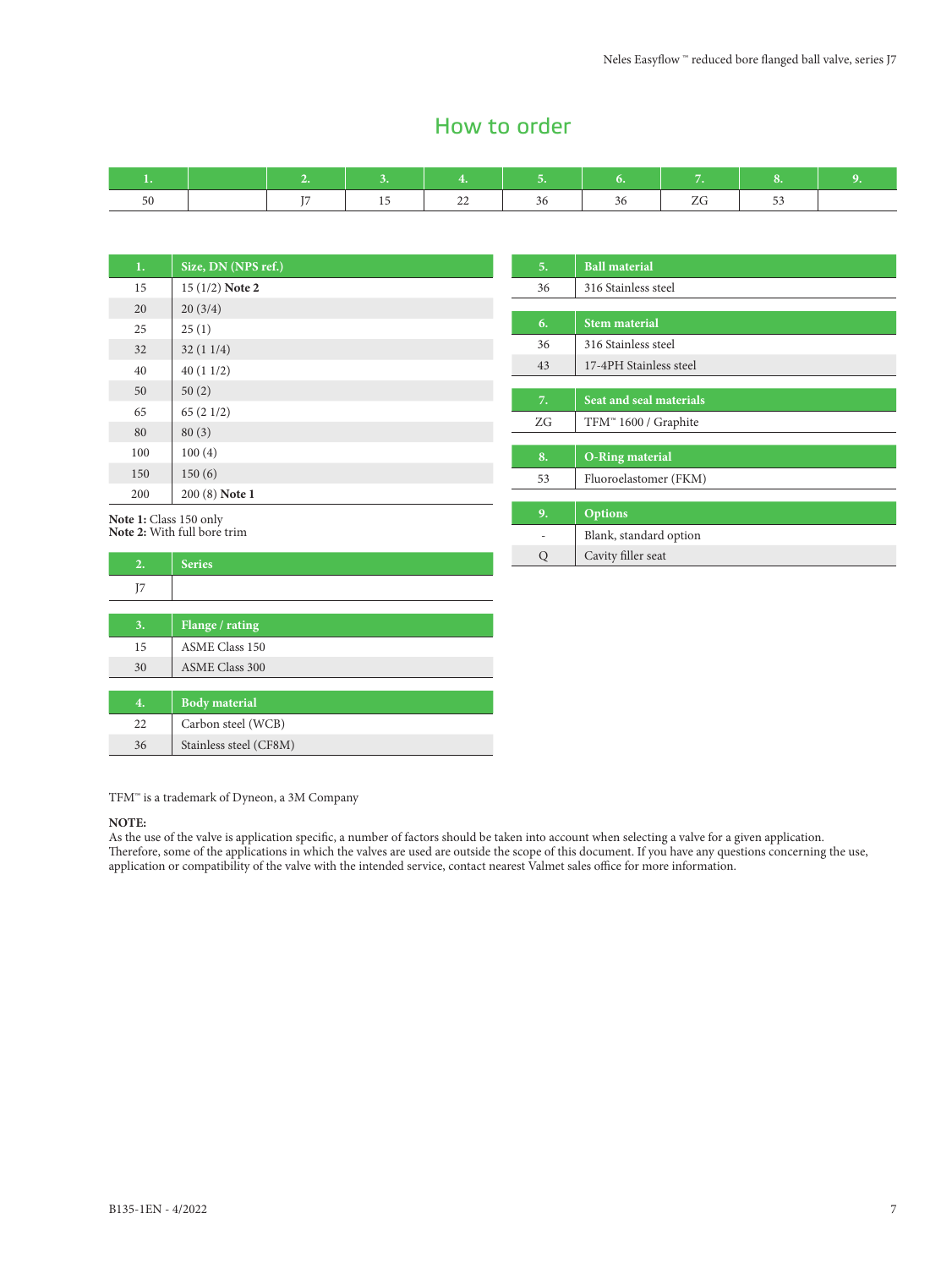# How to order

| 1. | | 2. | 3. | 4. | 5. | 6. | 7. | 8. | 9. |
|---|---|---|---|---|---|---|---|---|---|
| 50 | | J7 | 15 | 22 | 36 | 36 | ZG | 53 | |

| 1. | Size, DN (NPS ref.) |
|---|---|
| 15 | 15 (1/2) **Note 2** |
| 20 | 20 (3/4) |
| 25 | 25 (1) |
| 32 | 32 (1 1/4) |
| 40 | 40 (1 1/2) |
| 50 | 50 (2) |
| 65 | 65 (2 1/2) |
| 80 | 80 (3) |
| 100 | 100 (4) |
| 150 | 150 (6) |
| 200 | 200 (8) **Note 1** |

**Note 1:** Class 150 only
**Note 2:** With full bore trim

| 2. | Series |
|---|---|
| J7 | |

| 3. | Flange / rating |
|---|---|
| 15 | ASME Class 150 |
| 30 | ASME Class 300 |

| 4. | Body material |
|---|---|
| 22 | Carbon steel (WCB) |
| 36 | Stainless steel (CF8M) |

| 5. | Ball material |
|---|---|
| 36 | 316 Stainless steel |

| 6. | Stem material |
|---|---|
| 36 | 316 Stainless steel |
| 43 | 17-4PH Stainless steel |

| 7. | Seat and seal materials |
|---|---|
| ZG | TFM™ 1600 / Graphite |

| 8. | O-Ring material |
|---|---|
| 53 | Fluoroelastomer (FKM) |

| 9. | Options |
|---|---|
| - | Blank, standard option |
| Q | Cavity filler seat |

TFM™ is a trademark of Dyneon, a 3M Company

**NOTE:**
As the use of the valve is application specific, a number of factors should be taken into account when selecting a valve for a given application. Therefore, some of the applications in which the valves are used are outside the scope of this document. If you have any questions concerning the use, application or compatibility of the valve with the intended service, contact nearest Valmet sales office for more information.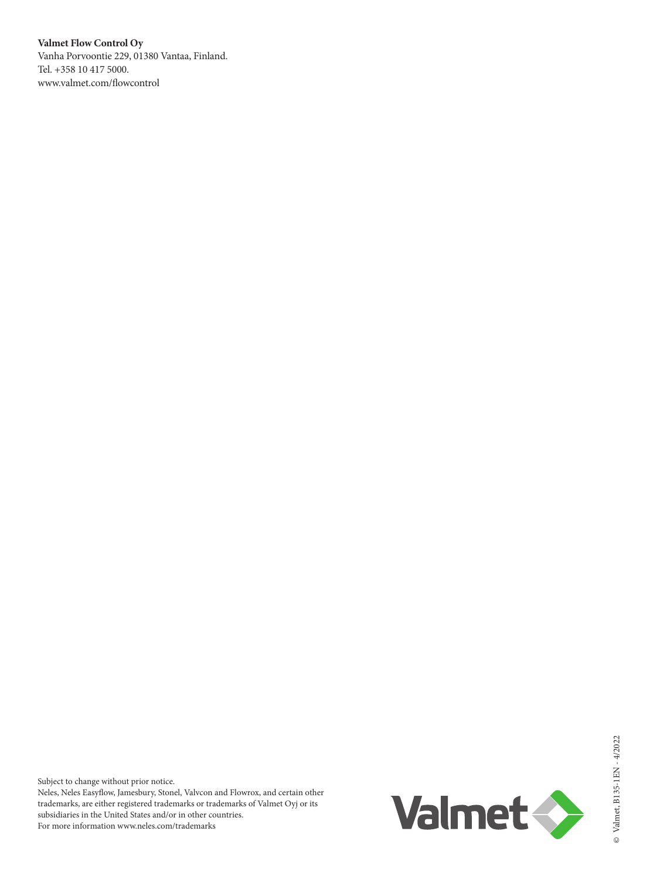**Valmet Flow Control Oy**
Vanha Porvoontie 229, 01380 Vantaa, Finland.
Tel. +358 10 417 5000.
www.valmet.com/flowcontrol

Subject to change without prior notice.
Neles, Neles Easyflow, Jamesbury, Stonel, Valvcon and Flowrox, and certain other trademarks, are either registered trademarks or trademarks of Valmet Oyj or its subsidiaries in the United States and/or in other countries.
For more information www.neles.com/trademarks

Valmet

© Valmet, B135-1EN - 4/2022